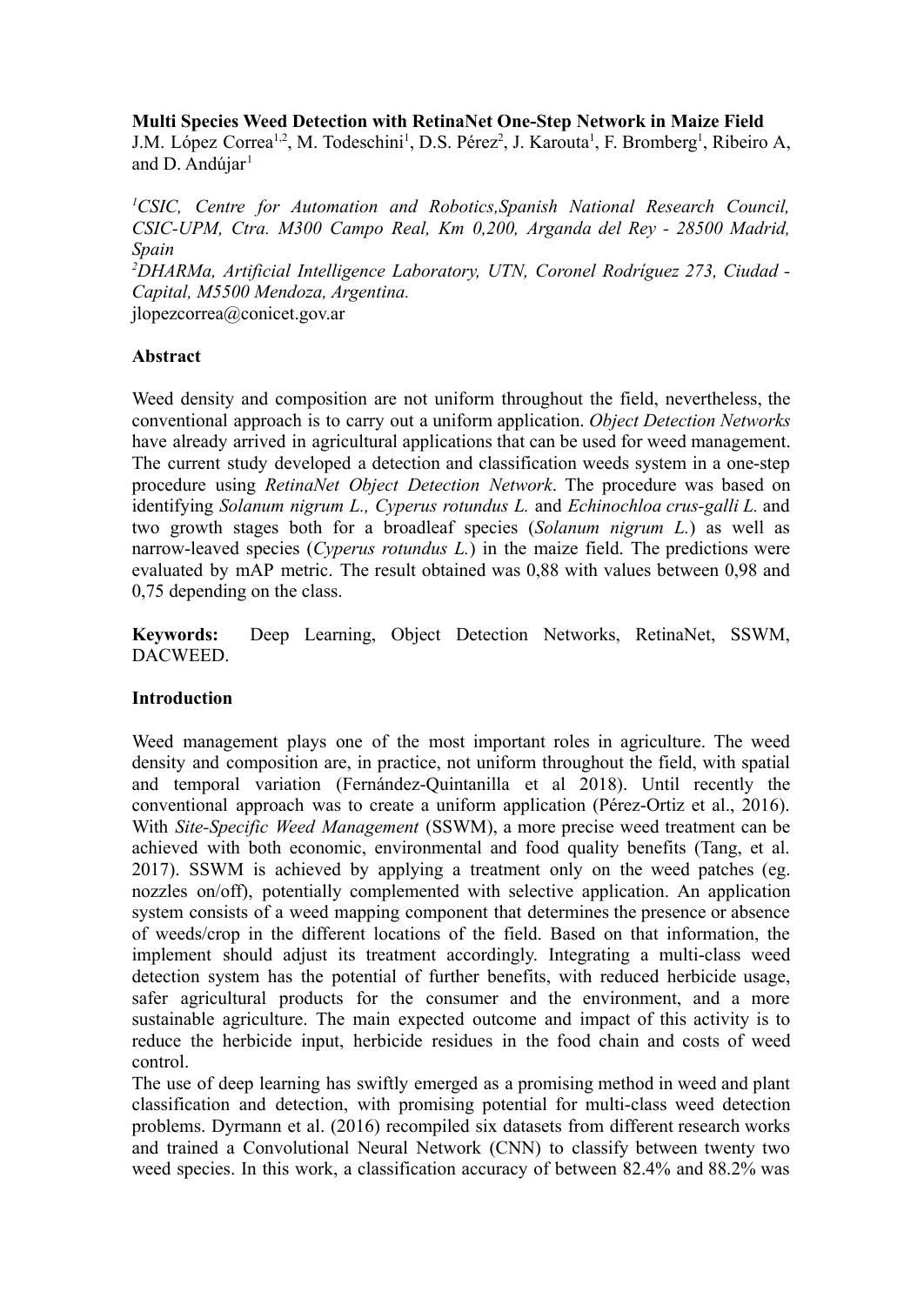# Multi Species Weed Detection with RetinaNet One-Step Network in Maize Field

J.M. López Correa[1,2], M. Todeschini[1], D.S. Pérez[2], J. Karouta[1], F. Bromberg[1], Ribeiro A, and D. Andújar[1]

[1]*CSIC, Centre for Automation and Robotics,Spanish National Research Council, CSIC-UPM, Ctra. M300 Campo Real, Km 0,200, Arganda del Rey - 28500 Madrid, Spain*

[2]*DHARMa, Artificial Intelligence Laboratory, UTN, Coronel Rodríguez 273, Ciudad - Capital, M5500 Mendoza, Argentina.*

jlopezcorrea@conicet.gov.ar

## Abstract

Weed density and composition are not uniform throughout the field, nevertheless, the conventional approach is to carry out a uniform application. *Object Detection Networks* have already arrived in agricultural applications that can be used for weed management. The current study developed a detection and classification weeds system in a one-step procedure using *RetinaNet Object Detection Network*. The procedure was based on identifying *Solanum nigrum L., Cyperus rotundus L.* and *Echinochloa crus-galli L.* and two growth stages both for a broadleaf species (*Solanum nigrum L.*) as well as narrow-leaved species (*Cyperus rotundus L.*) in the maize field. The predictions were evaluated by mAP metric. The result obtained was 0,88 with values between 0,98 and 0,75 depending on the class.

**Keywords:** Deep Learning, Object Detection Networks, RetinaNet, SSWM, DACWEED.

## Introduction

Weed management plays one of the most important roles in agriculture. The weed density and composition are, in practice, not uniform throughout the field, with spatial and temporal variation (Fernández-Quintanilla et al 2018). Until recently the conventional approach was to create a uniform application (Pérez-Ortiz et al., 2016). With *Site-Specific Weed Management* (SSWM), a more precise weed treatment can be achieved with both economic, environmental and food quality benefits (Tang, et al. 2017). SSWM is achieved by applying a treatment only on the weed patches (eg. nozzles on/off), potentially complemented with selective application. An application system consists of a weed mapping component that determines the presence or absence of weeds/crop in the different locations of the field. Based on that information, the implement should adjust its treatment accordingly. Integrating a multi-class weed detection system has the potential of further benefits, with reduced herbicide usage, safer agricultural products for the consumer and the environment, and a more sustainable agriculture. The main expected outcome and impact of this activity is to reduce the herbicide input, herbicide residues in the food chain and costs of weed control.

The use of deep learning has swiftly emerged as a promising method in weed and plant classification and detection, with promising potential for multi-class weed detection problems. Dyrmann et al. (2016) recompiled six datasets from different research works and trained a Convolutional Neural Network (CNN) to classify between twenty two weed species. In this work, a classification accuracy of between 82.4% and 88.2% was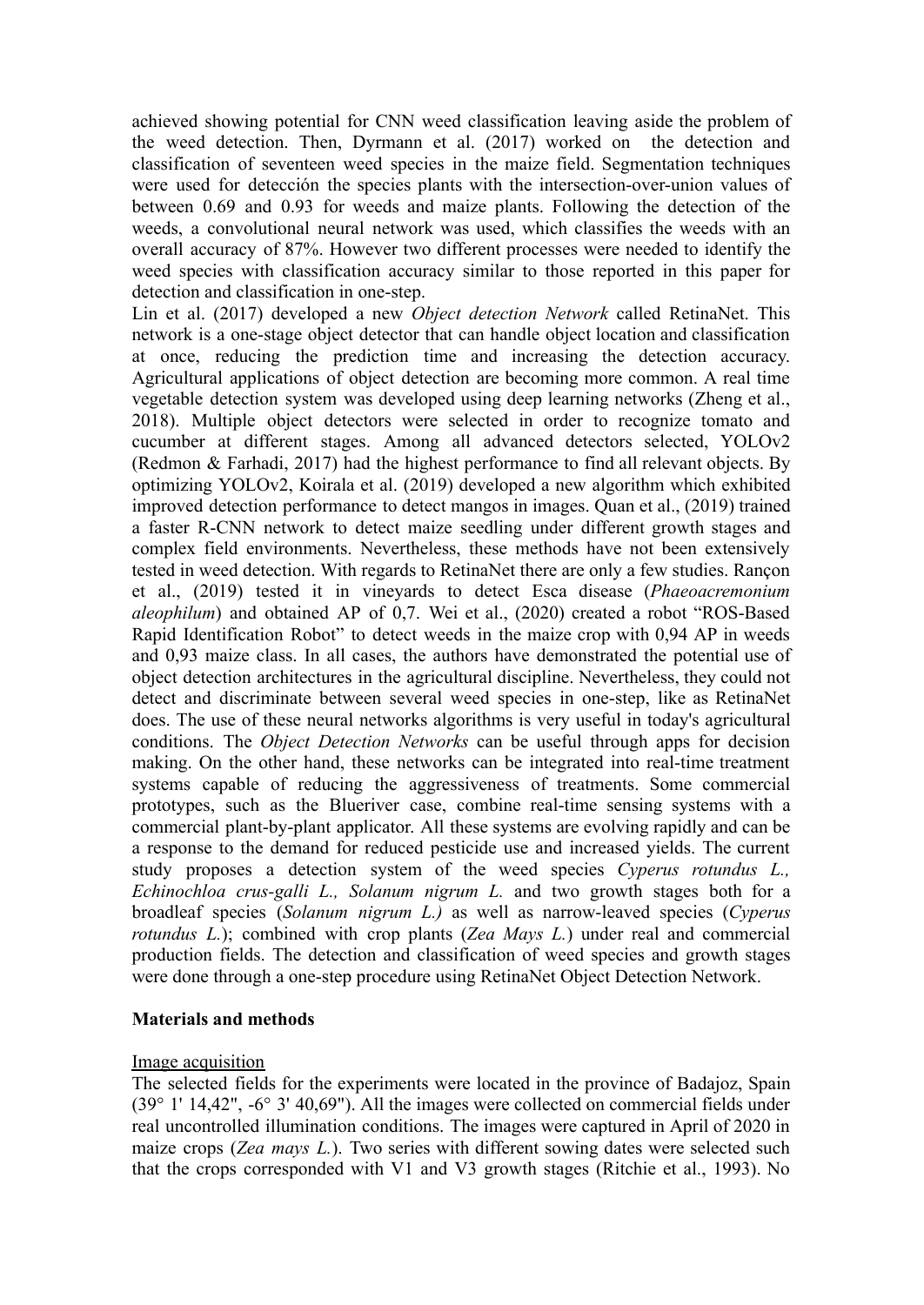achieved showing potential for CNN weed classification leaving aside the problem of the weed detection. Then, Dyrmann et al. (2017) worked on the detection and classification of seventeen weed species in the maize field. Segmentation techniques were used for detección the species plants with the intersection-over-union values of between 0.69 and 0.93 for weeds and maize plants. Following the detection of the weeds, a convolutional neural network was used, which classifies the weeds with an overall accuracy of 87%. However two different processes were needed to identify the weed species with classification accuracy similar to those reported in this paper for detection and classification in one-step.

Lin et al. (2017) developed a new *Object detection Network* called RetinaNet. This network is a one-stage object detector that can handle object location and classification at once, reducing the prediction time and increasing the detection accuracy. Agricultural applications of object detection are becoming more common. A real time vegetable detection system was developed using deep learning networks (Zheng et al., 2018). Multiple object detectors were selected in order to recognize tomato and cucumber at different stages. Among all advanced detectors selected, YOLOv2 (Redmon & Farhadi, 2017) had the highest performance to find all relevant objects. By optimizing YOLOv2, Koirala et al. (2019) developed a new algorithm which exhibited improved detection performance to detect mangos in images. Quan et al., (2019) trained a faster R-CNN network to detect maize seedling under different growth stages and complex field environments. Nevertheless, these methods have not been extensively tested in weed detection. With regards to RetinaNet there are only a few studies. Rançon et al., (2019) tested it in vineyards to detect Esca disease (*Phaeoacremonium aleophilum*) and obtained AP of 0,7. Wei et al., (2020) created a robot "ROS-Based Rapid Identification Robot" to detect weeds in the maize crop with 0,94 AP in weeds and 0,93 maize class. In all cases, the authors have demonstrated the potential use of object detection architectures in the agricultural discipline. Nevertheless, they could not detect and discriminate between several weed species in one-step, like as RetinaNet does. The use of these neural networks algorithms is very useful in today's agricultural conditions. The *Object Detection Networks* can be useful through apps for decision making. On the other hand, these networks can be integrated into real-time treatment systems capable of reducing the aggressiveness of treatments. Some commercial prototypes, such as the Blueriver case, combine real-time sensing systems with a commercial plant-by-plant applicator. All these systems are evolving rapidly and can be a response to the demand for reduced pesticide use and increased yields. The current study proposes a detection system of the weed species *Cyperus rotundus L., Echinochloa crus-galli L., Solanum nigrum L.* and two growth stages both for a broadleaf species (*Solanum nigrum L.)* as well as narrow-leaved species (*Cyperus rotundus L.*); combined with crop plants (*Zea Mays L.*) under real and commercial production fields. The detection and classification of weed species and growth stages were done through a one-step procedure using RetinaNet Object Detection Network.

## Materials and methods

Image acquisition

The selected fields for the experiments were located in the province of Badajoz, Spain (39° 1' 14,42", -6° 3' 40,69"). All the images were collected on commercial fields under real uncontrolled illumination conditions. The images were captured in April of 2020 in maize crops (*Zea mays L.*). Two series with different sowing dates were selected such that the crops corresponded with V1 and V3 growth stages (Ritchie et al., 1993). No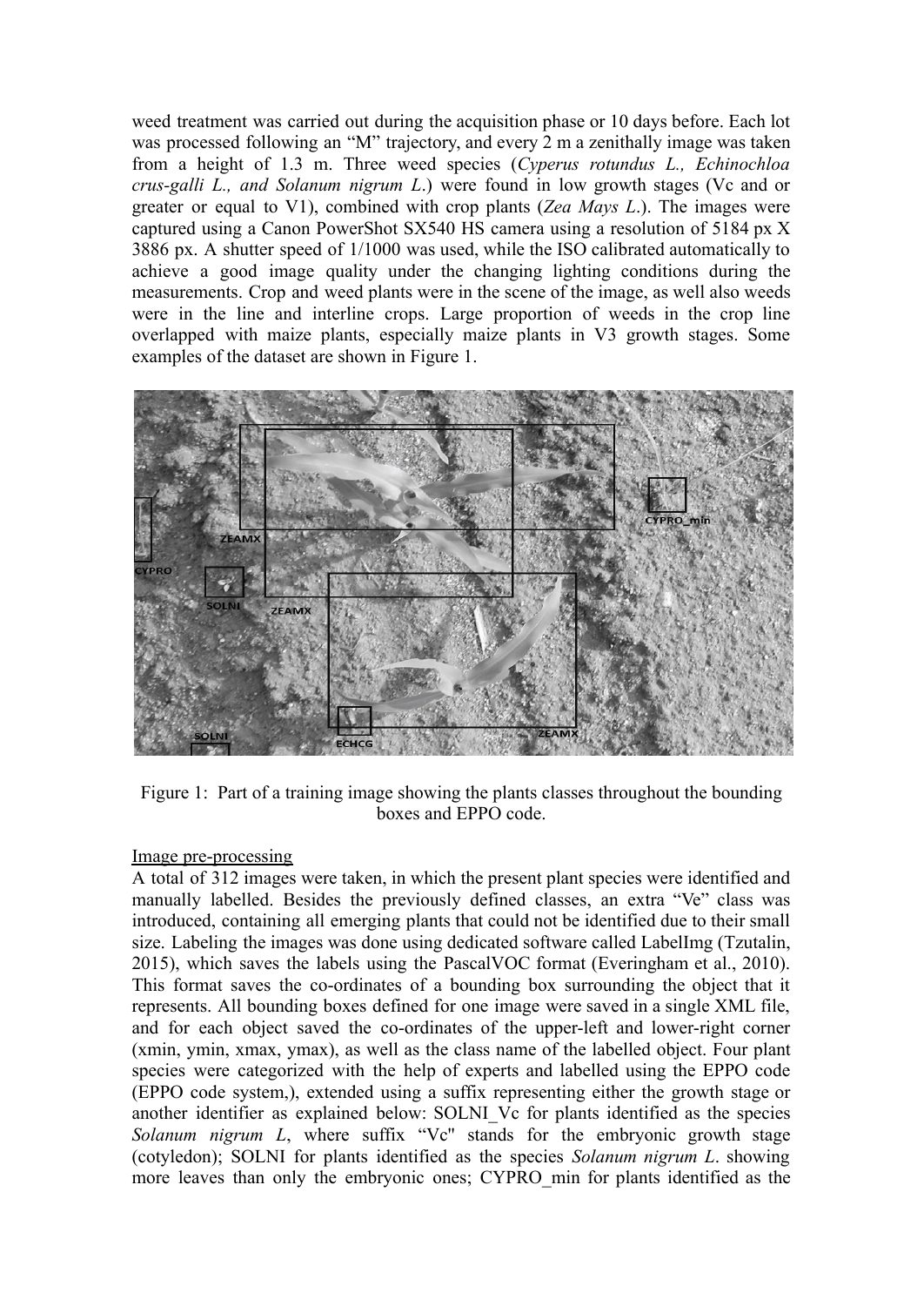weed treatment was carried out during the acquisition phase or 10 days before. Each lot was processed following an "M" trajectory, and every 2 m a zenithally image was taken from a height of 1.3 m. Three weed species (*Cyperus rotundus L., Echinochloa crus-galli L., and Solanum nigrum L.*) were found in low growth stages (Vc and or greater or equal to V1), combined with crop plants (*Zea Mays L.*). The images were captured using a Canon PowerShot SX540 HS camera using a resolution of 5184 px X 3886 px. A shutter speed of 1/1000 was used, while the ISO calibrated automatically to achieve a good image quality under the changing lighting conditions during the measurements. Crop and weed plants were in the scene of the image, as well also weeds were in the line and interline crops. Large proportion of weeds in the crop line overlapped with maize plants, especially maize plants in V3 growth stages. Some examples of the dataset are shown in Figure 1.

Figure 1: Part of a training image showing the plants classes throughout the bounding boxes and EPPO code.

Image pre-processing

A total of 312 images were taken, in which the present plant species were identified and manually labelled. Besides the previously defined classes, an extra "Ve" class was introduced, containing all emerging plants that could not be identified due to their small size. Labeling the images was done using dedicated software called LabelImg (Tzutalin, 2015), which saves the labels using the PascalVOC format (Everingham et al., 2010). This format saves the co-ordinates of a bounding box surrounding the object that it represents. All bounding boxes defined for one image were saved in a single XML file, and for each object saved the co-ordinates of the upper-left and lower-right corner (xmin, ymin, xmax, ymax), as well as the class name of the labelled object. Four plant species were categorized with the help of experts and labelled using the EPPO code (EPPO code system,), extended using a suffix representing either the growth stage or another identifier as explained below: SOLNI_Vc for plants identified as the species *Solanum nigrum L*, where suffix "Vc" stands for the embryonic growth stage (cotyledon); SOLNI for plants identified as the species *Solanum nigrum L.* showing more leaves than only the embryonic ones; CYPRO_min for plants identified as the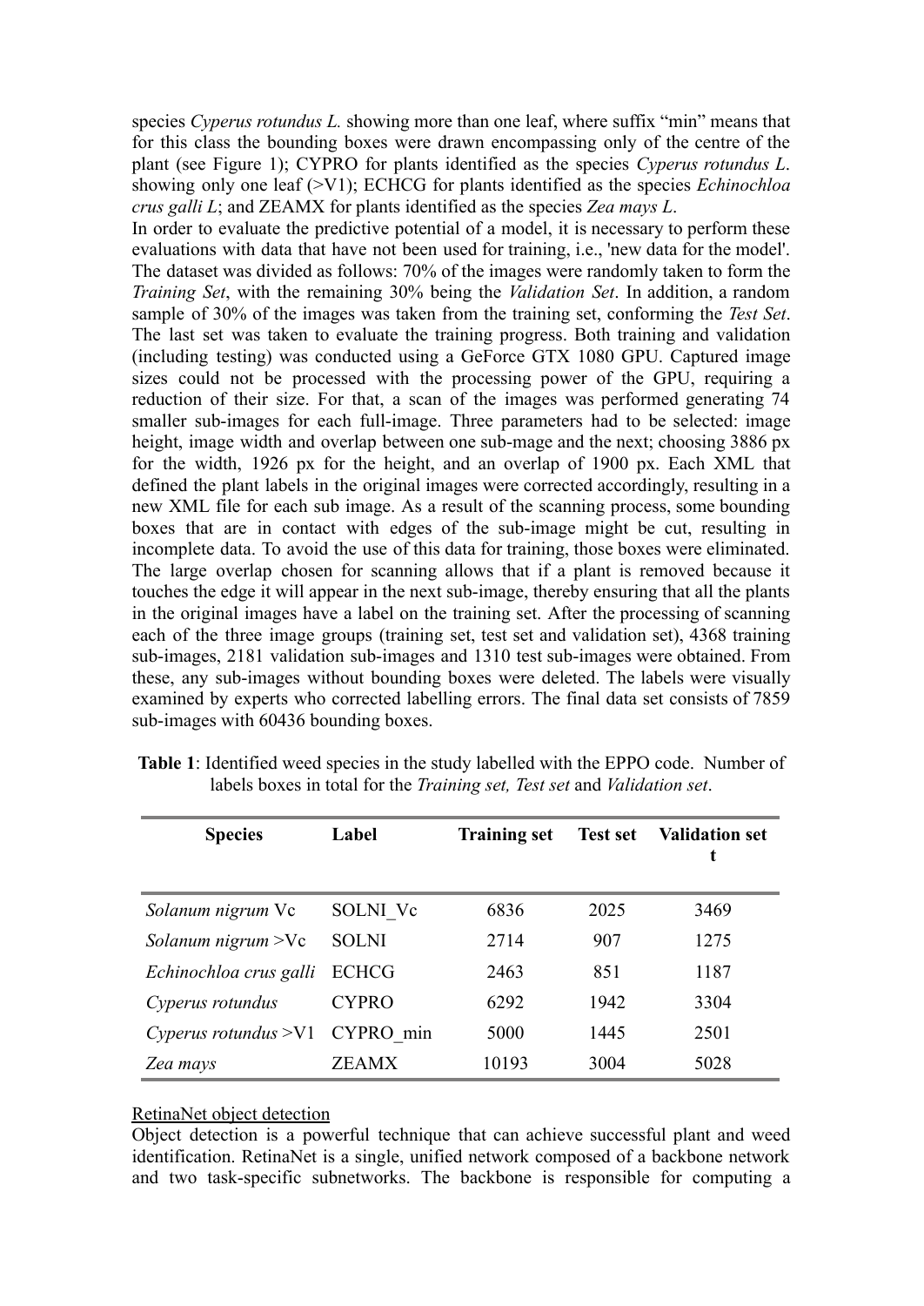species *Cyperus rotundus L.* showing more than one leaf, where suffix "min" means that for this class the bounding boxes were drawn encompassing only of the centre of the plant (see Figure 1); CYPRO for plants identified as the species *Cyperus rotundus L*. showing only one leaf (>V1); ECHCG for plants identified as the species *Echinochloa crus galli L*; and ZEAMX for plants identified as the species *Zea mays L*.

In order to evaluate the predictive potential of a model, it is necessary to perform these evaluations with data that have not been used for training, i.e., 'new data for the model'. The dataset was divided as follows: 70% of the images were randomly taken to form the *Training Set*, with the remaining 30% being the *Validation Set*. In addition, a random sample of 30% of the images was taken from the training set, conforming the *Test Set*. The last set was taken to evaluate the training progress. Both training and validation (including testing) was conducted using a GeForce GTX 1080 GPU. Captured image sizes could not be processed with the processing power of the GPU, requiring a reduction of their size. For that, a scan of the images was performed generating 74 smaller sub-images for each full-image. Three parameters had to be selected: image height, image width and overlap between one sub-mage and the next; choosing 3886 px for the width, 1926 px for the height, and an overlap of 1900 px. Each XML that defined the plant labels in the original images were corrected accordingly, resulting in a new XML file for each sub image. As a result of the scanning process, some bounding boxes that are in contact with edges of the sub-image might be cut, resulting in incomplete data. To avoid the use of this data for training, those boxes were eliminated. The large overlap chosen for scanning allows that if a plant is removed because it touches the edge it will appear in the next sub-image, thereby ensuring that all the plants in the original images have a label on the training set. After the processing of scanning each of the three image groups (training set, test set and validation set), 4368 training sub-images, 2181 validation sub-images and 1310 test sub-images were obtained. From these, any sub-images without bounding boxes were deleted. The labels were visually examined by experts who corrected labelling errors. The final data set consists of 7859 sub-images with 60436 bounding boxes.

**Table 1**: Identified weed species in the study labelled with the EPPO code. Number of labels boxes in total for the *Training set, Test set* and *Validation set*.

| Species | Label | Training set | Test set | Validation set t |
|---|---|---|---|---|
| *Solanum nigrum* Vc | SOLNI_Vc | 6836 | 2025 | 3469 |
| *Solanum nigrum* >Vc | SOLNI | 2714 | 907 | 1275 |
| *Echinochloa crus galli* | ECHCG | 2463 | 851 | 1187 |
| *Cyperus rotundus* | CYPRO | 6292 | 1942 | 3304 |
| *Cyperus rotundus* >V1 | CYPRO_min | 5000 | 1445 | 2501 |
| *Zea mays* | ZEAMX | 10193 | 3004 | 5028 |

RetinaNet object detection

Object detection is a powerful technique that can achieve successful plant and weed identification. RetinaNet is a single, unified network composed of a backbone network and two task-specific subnetworks. The backbone is responsible for computing a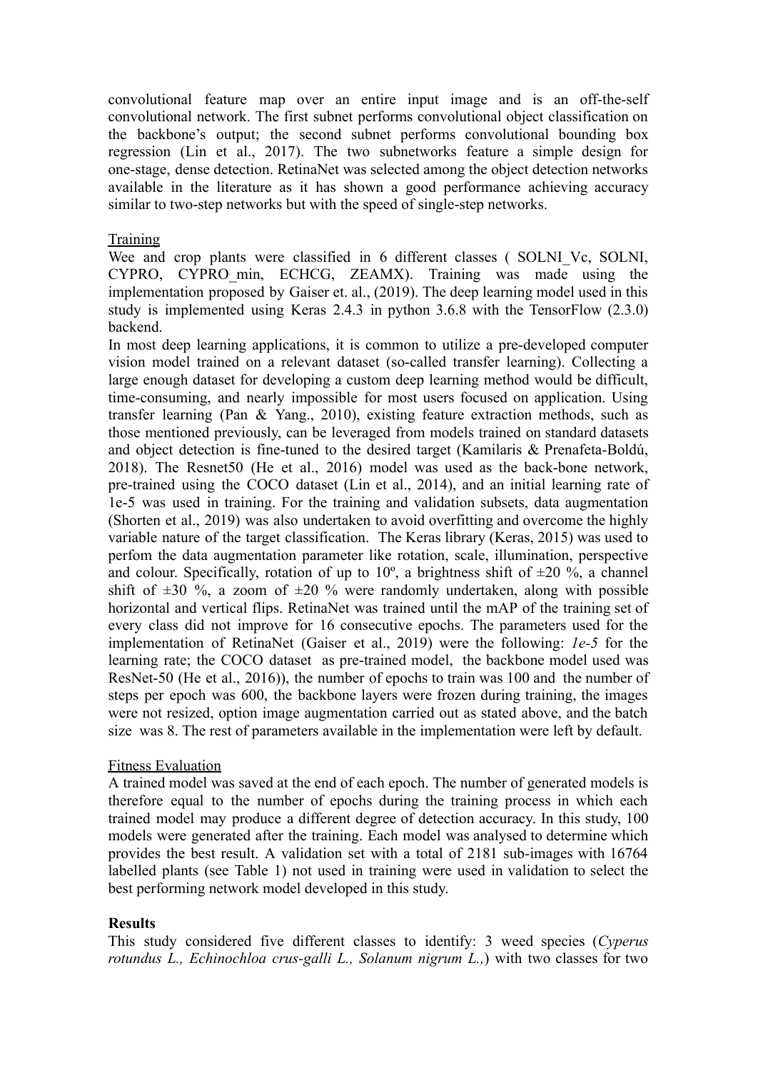convolutional feature map over an entire input image and is an off-the-self convolutional network. The first subnet performs convolutional object classification on the backbone's output; the second subnet performs convolutional bounding box regression (Lin et al., 2017). The two subnetworks feature a simple design for one-stage, dense detection. RetinaNet was selected among the object detection networks available in the literature as it has shown a good performance achieving accuracy similar to two-step networks but with the speed of single-step networks.

Training

Wee and crop plants were classified in 6 different classes ( SOLNI_Vc, SOLNI, CYPRO, CYPRO_min, ECHCG, ZEAMX). Training was made using the implementation proposed by Gaiser et. al., (2019). The deep learning model used in this study is implemented using Keras 2.4.3 in python 3.6.8 with the TensorFlow (2.3.0) backend.

In most deep learning applications, it is common to utilize a pre-developed computer vision model trained on a relevant dataset (so-called transfer learning). Collecting a large enough dataset for developing a custom deep learning method would be difficult, time-consuming, and nearly impossible for most users focused on application. Using transfer learning (Pan & Yang., 2010), existing feature extraction methods, such as those mentioned previously, can be leveraged from models trained on standard datasets and object detection is fine-tuned to the desired target (Kamilaris & Prenafeta-Boldú, 2018). The Resnet50 (He et al., 2016) model was used as the back-bone network, pre-trained using the COCO dataset (Lin et al., 2014), and an initial learning rate of 1e-5 was used in training. For the training and validation subsets, data augmentation (Shorten et al., 2019) was also undertaken to avoid overfitting and overcome the highly variable nature of the target classification. The Keras library (Keras, 2015) was used to perfom the data augmentation parameter like rotation, scale, illumination, perspective and colour. Specifically, rotation of up to 10º, a brightness shift of ±20 %, a channel shift of ±30 %, a zoom of ±20 % were randomly undertaken, along with possible horizontal and vertical flips. RetinaNet was trained until the mAP of the training set of every class did not improve for 16 consecutive epochs. The parameters used for the implementation of RetinaNet (Gaiser et al., 2019) were the following: *1e-5* for the learning rate; the COCO dataset as pre-trained model, the backbone model used was ResNet-50 (He et al., 2016)), the number of epochs to train was 100 and the number of steps per epoch was 600, the backbone layers were frozen during training, the images were not resized, option image augmentation carried out as stated above, and the batch size was 8. The rest of parameters available in the implementation were left by default.

Fitness Evaluation

A trained model was saved at the end of each epoch. The number of generated models is therefore equal to the number of epochs during the training process in which each trained model may produce a different degree of detection accuracy. In this study, 100 models were generated after the training. Each model was analysed to determine which provides the best result. A validation set with a total of 2181 sub-images with 16764 labelled plants (see Table 1) not used in training were used in validation to select the best performing network model developed in this study.

**Results**

This study considered five different classes to identify: 3 weed species (*Cyperus rotundus L., Echinochloa crus-galli L., Solanum nigrum L.,*) with two classes for two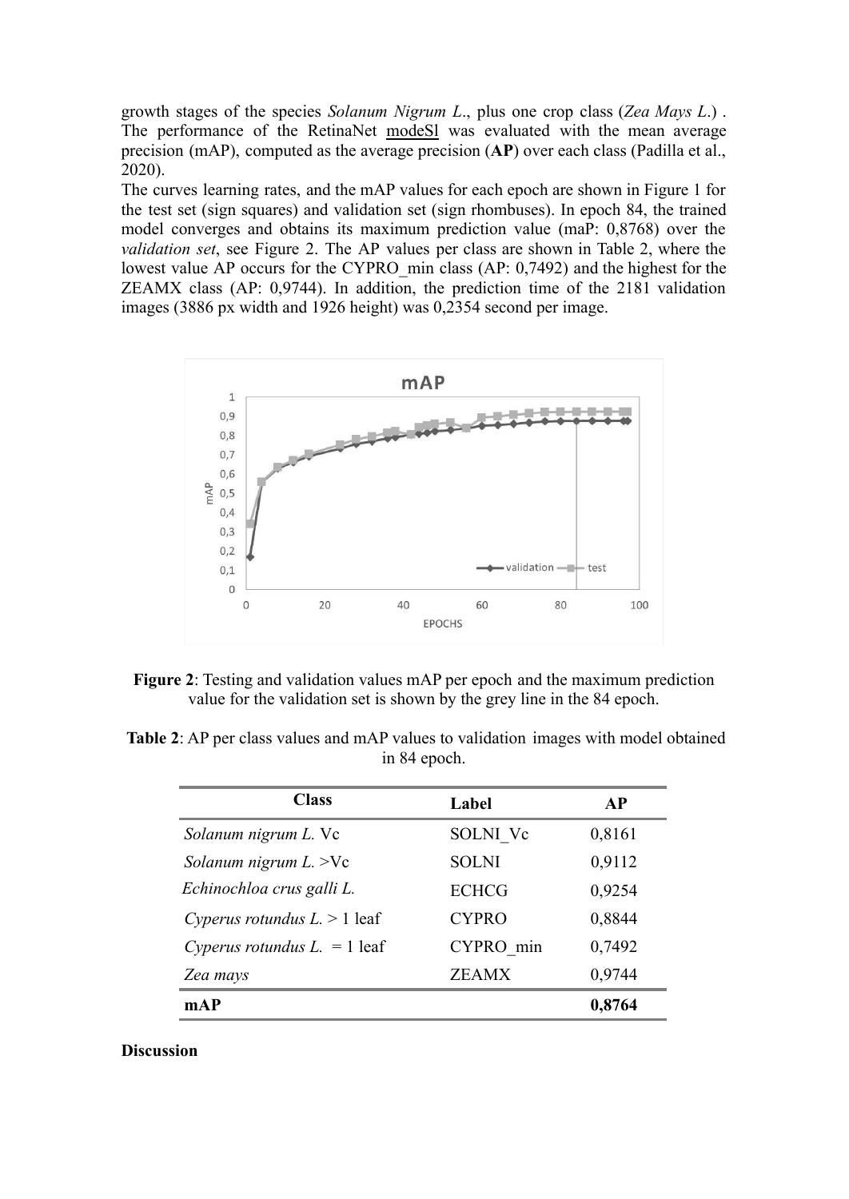growth stages of the species *Solanum Nigrum L*., plus one crop class (*Zea Mays L*.) . The performance of the RetinaNet modeSl was evaluated with the mean average precision (mAP), computed as the average precision (**AP**) over each class (Padilla et al., 2020).

The curves learning rates, and the mAP values for each epoch are shown in Figure 1 for the test set (sign squares) and validation set (sign rhombuses). In epoch 84, the trained model converges and obtains its maximum prediction value (maP: 0,8768) over the *validation set*, see Figure 2. The AP values per class are shown in Table 2, where the lowest value AP occurs for the CYPRO_min class (AP: 0,7492) and the highest for the ZEAMX class (AP: 0,9744). In addition, the prediction time of the 2181 validation images (3886 px width and 1926 height) was 0,2354 second per image.

**Figure 2**: Testing and validation values mAP per epoch and the maximum prediction value for the validation set is shown by the grey line in the 84 epoch.

**Table 2**: AP per class values and mAP values to validation images with model obtained in 84 epoch.

| Class | Label | AP |
|---|---|---|
| *Solanum nigrum L.* Vc | SOLNI_Vc | 0,8161 |
| *Solanum nigrum L.* >Vc | SOLNI | 0,9112 |
| *Echinochloa crus galli L.* | ECHCG | 0,9254 |
| *Cyperus rotundus L.* > 1 leaf | CYPRO | 0,8844 |
| *Cyperus rotundus L.* = 1 leaf | CYPRO_min | 0,7492 |
| *Zea mays* | ZEAMX | 0,9744 |
| **mAP** | | **0,8764** |

**Discussion**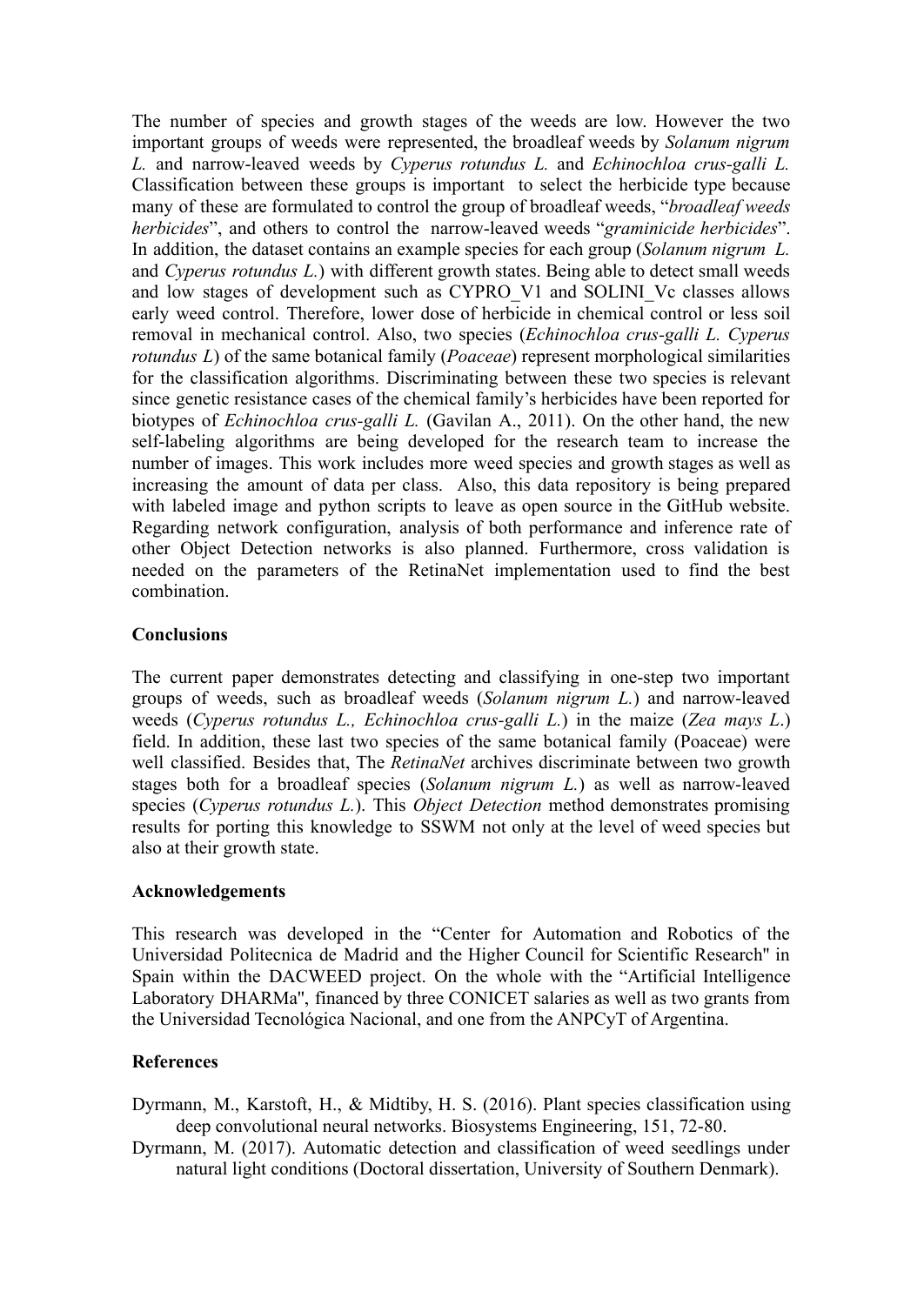The number of species and growth stages of the weeds are low. However the two important groups of weeds were represented, the broadleaf weeds by *Solanum nigrum L.* and narrow-leaved weeds by *Cyperus rotundus L.* and *Echinochloa crus-galli L.* Classification between these groups is important to select the herbicide type because many of these are formulated to control the group of broadleaf weeds, "*broadleaf weeds herbicides*", and others to control the narrow-leaved weeds "*graminicide herbicides*". In addition, the dataset contains an example species for each group (*Solanum nigrum L.* and *Cyperus rotundus L.*) with different growth states. Being able to detect small weeds and low stages of development such as CYPRO_V1 and SOLINI_Vc classes allows early weed control. Therefore, lower dose of herbicide in chemical control or less soil removal in mechanical control. Also, two species (*Echinochloa crus-galli L. Cyperus rotundus L*) of the same botanical family (*Poaceae*) represent morphological similarities for the classification algorithms. Discriminating between these two species is relevant since genetic resistance cases of the chemical family's herbicides have been reported for biotypes of *Echinochloa crus-galli L.* (Gavilan A., 2011). On the other hand, the new self-labeling algorithms are being developed for the research team to increase the number of images. This work includes more weed species and growth stages as well as increasing the amount of data per class. Also, this data repository is being prepared with labeled image and python scripts to leave as open source in the GitHub website. Regarding network configuration, analysis of both performance and inference rate of other Object Detection networks is also planned. Furthermore, cross validation is needed on the parameters of the RetinaNet implementation used to find the best combination.

## Conclusions

The current paper demonstrates detecting and classifying in one-step two important groups of weeds, such as broadleaf weeds (*Solanum nigrum L.*) and narrow-leaved weeds (*Cyperus rotundus L., Echinochloa crus-galli L.*) in the maize (*Zea mays L.*) field. In addition, these last two species of the same botanical family (Poaceae) were well classified. Besides that, The *RetinaNet* archives discriminate between two growth stages both for a broadleaf species (*Solanum nigrum L.*) as well as narrow-leaved species (*Cyperus rotundus L.*). This *Object Detection* method demonstrates promising results for porting this knowledge to SSWM not only at the level of weed species but also at their growth state.

## Acknowledgements

This research was developed in the "Center for Automation and Robotics of the Universidad Politecnica de Madrid and the Higher Council for Scientific Research" in Spain within the DACWEED project. On the whole with the "Artificial Intelligence Laboratory DHARMa", financed by three CONICET salaries as well as two grants from the Universidad Tecnológica Nacional, and one from the ANPCyT of Argentina.

## References

Dyrmann, M., Karstoft, H., & Midtiby, H. S. (2016). Plant species classification using deep convolutional neural networks. Biosystems Engineering, 151, 72-80.

Dyrmann, M. (2017). Automatic detection and classification of weed seedlings under natural light conditions (Doctoral dissertation, University of Southern Denmark).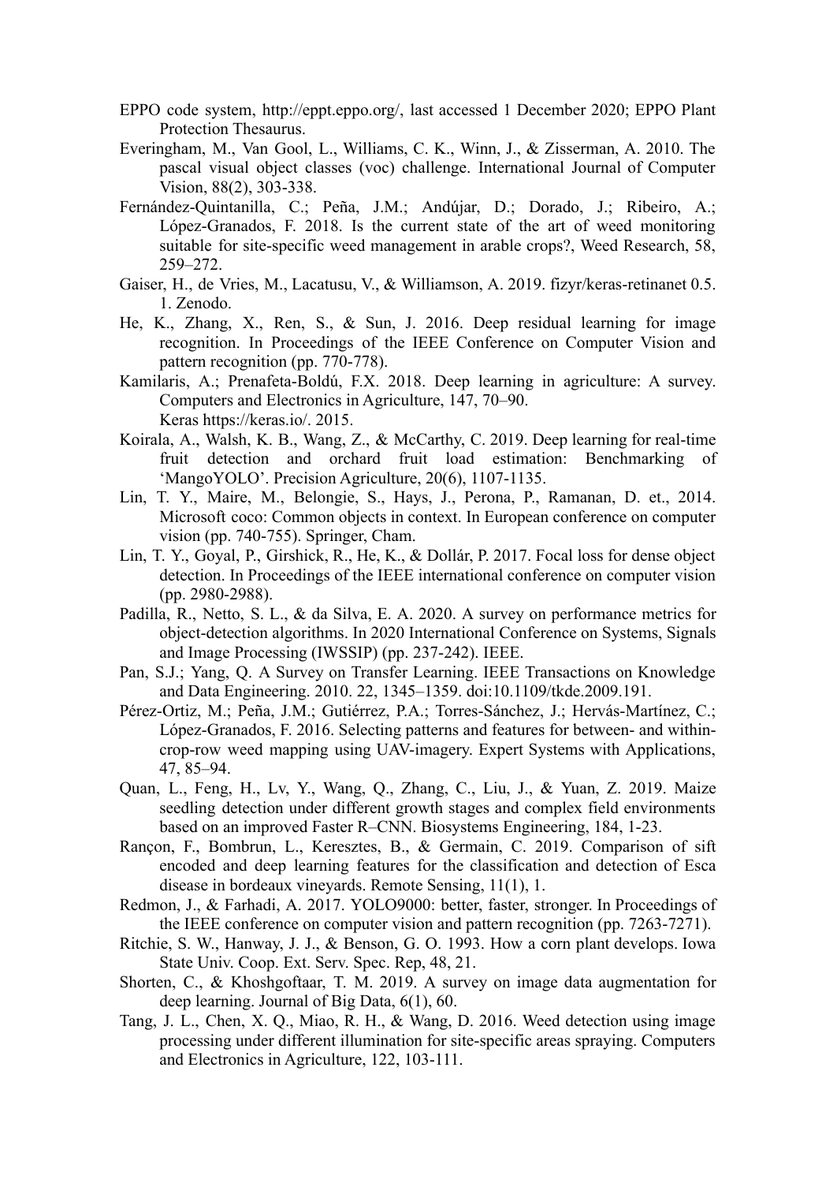EPPO code system, http://eppt.eppo.org/, last accessed 1 December 2020; EPPO Plant Protection Thesaurus.

Everingham, M., Van Gool, L., Williams, C. K., Winn, J., & Zisserman, A. 2010. The pascal visual object classes (voc) challenge. International Journal of Computer Vision, 88(2), 303-338.

Fernández-Quintanilla, C.; Peña, J.M.; Andújar, D.; Dorado, J.; Ribeiro, A.; López-Granados, F. 2018. Is the current state of the art of weed monitoring suitable for site-specific weed management in arable crops?, Weed Research, 58, 259–272.

Gaiser, H., de Vries, M., Lacatusu, V., & Williamson, A. 2019. fizyr/keras-retinanet 0.5. 1. Zenodo.

He, K., Zhang, X., Ren, S., & Sun, J. 2016. Deep residual learning for image recognition. In Proceedings of the IEEE Conference on Computer Vision and pattern recognition (pp. 770-778).

Kamilaris, A.; Prenafeta-Boldú, F.X. 2018. Deep learning in agriculture: A survey. Computers and Electronics in Agriculture, 147, 70–90.

Keras https://keras.io/. 2015.

Koirala, A., Walsh, K. B., Wang, Z., & McCarthy, C. 2019. Deep learning for real-time fruit detection and orchard fruit load estimation: Benchmarking of 'MangoYOLO'. Precision Agriculture, 20(6), 1107-1135.

Lin, T. Y., Maire, M., Belongie, S., Hays, J., Perona, P., Ramanan, D. et., 2014. Microsoft coco: Common objects in context. In European conference on computer vision (pp. 740-755). Springer, Cham.

Lin, T. Y., Goyal, P., Girshick, R., He, K., & Dollár, P. 2017. Focal loss for dense object detection. In Proceedings of the IEEE international conference on computer vision (pp. 2980-2988).

Padilla, R., Netto, S. L., & da Silva, E. A. 2020. A survey on performance metrics for object-detection algorithms. In 2020 International Conference on Systems, Signals and Image Processing (IWSSIP) (pp. 237-242). IEEE.

Pan, S.J.; Yang, Q. A Survey on Transfer Learning. IEEE Transactions on Knowledge and Data Engineering. 2010. 22, 1345–1359. doi:10.1109/tkde.2009.191.

Pérez-Ortiz, M.; Peña, J.M.; Gutiérrez, P.A.; Torres-Sánchez, J.; Hervás-Martínez, C.; López-Granados, F. 2016. Selecting patterns and features for between- and within-crop-row weed mapping using UAV-imagery. Expert Systems with Applications, 47, 85–94.

Quan, L., Feng, H., Lv, Y., Wang, Q., Zhang, C., Liu, J., & Yuan, Z. 2019. Maize seedling detection under different growth stages and complex field environments based on an improved Faster R–CNN. Biosystems Engineering, 184, 1-23.

Rançon, F., Bombrun, L., Keresztes, B., & Germain, C. 2019. Comparison of sift encoded and deep learning features for the classification and detection of Esca disease in bordeaux vineyards. Remote Sensing, 11(1), 1.

Redmon, J., & Farhadi, A. 2017. YOLO9000: better, faster, stronger. In Proceedings of the IEEE conference on computer vision and pattern recognition (pp. 7263-7271).

Ritchie, S. W., Hanway, J. J., & Benson, G. O. 1993. How a corn plant develops. Iowa State Univ. Coop. Ext. Serv. Spec. Rep, 48, 21.

Shorten, C., & Khoshgoftaar, T. M. 2019. A survey on image data augmentation for deep learning. Journal of Big Data, 6(1), 60.

Tang, J. L., Chen, X. Q., Miao, R. H., & Wang, D. 2016. Weed detection using image processing under different illumination for site-specific areas spraying. Computers and Electronics in Agriculture, 122, 103-111.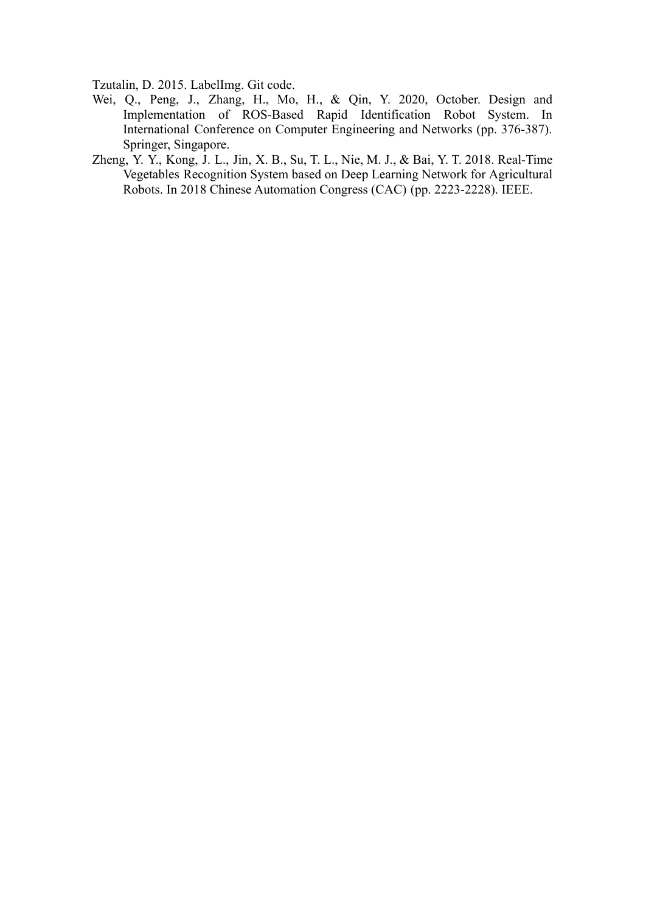Tzutalin, D. 2015. LabelImg. Git code.

Wei, Q., Peng, J., Zhang, H., Mo, H., & Qin, Y. 2020, October. Design and Implementation of ROS-Based Rapid Identification Robot System. In International Conference on Computer Engineering and Networks (pp. 376-387). Springer, Singapore.

Zheng, Y. Y., Kong, J. L., Jin, X. B., Su, T. L., Nie, M. J., & Bai, Y. T. 2018. Real-Time Vegetables Recognition System based on Deep Learning Network for Agricultural Robots. In 2018 Chinese Automation Congress (CAC) (pp. 2223-2228). IEEE.